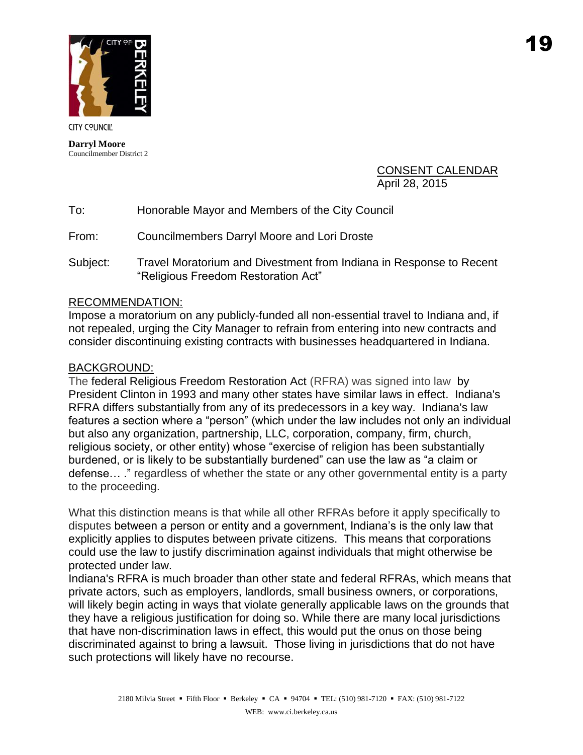CITY COUNCIL

**Darryl Moore**
Councilmember District 2

CONSENT CALENDAR
April 28, 2015

To: Honorable Mayor and Members of the City Council

From: Councilmembers Darryl Moore and Lori Droste

Subject: Travel Moratorium and Divestment from Indiana in Response to Recent "Religious Freedom Restoration Act"

## RECOMMENDATION:

Impose a moratorium on any publicly-funded all non-essential travel to Indiana and, if not repealed, urging the City Manager to refrain from entering into new contracts and consider discontinuing existing contracts with businesses headquartered in Indiana.

## BACKGROUND:

The federal Religious Freedom Restoration Act (RFRA) was signed into law by President Clinton in 1993 and many other states have similar laws in effect. Indiana's RFRA differs substantially from any of its predecessors in a key way. Indiana's law features a section where a "person" (which under the law includes not only an individual but also any organization, partnership, LLC, corporation, company, firm, church, religious society, or other entity) whose "exercise of religion has been substantially burdened, or is likely to be substantially burdened" can use the law as "a claim or defense… ." regardless of whether the state or any other governmental entity is a party to the proceeding.

What this distinction means is that while all other RFRAs before it apply specifically to disputes between a person or entity and a government, Indiana's is the only law that explicitly applies to disputes between private citizens. This means that corporations could use the law to justify discrimination against individuals that might otherwise be protected under law.
Indiana's RFRA is much broader than other state and federal RFRAs, which means that private actors, such as employers, landlords, small business owners, or corporations, will likely begin acting in ways that violate generally applicable laws on the grounds that they have a religious justification for doing so. While there are many local jurisdictions that have non-discrimination laws in effect, this would put the onus on those being discriminated against to bring a lawsuit. Those living in jurisdictions that do not have such protections will likely have no recourse.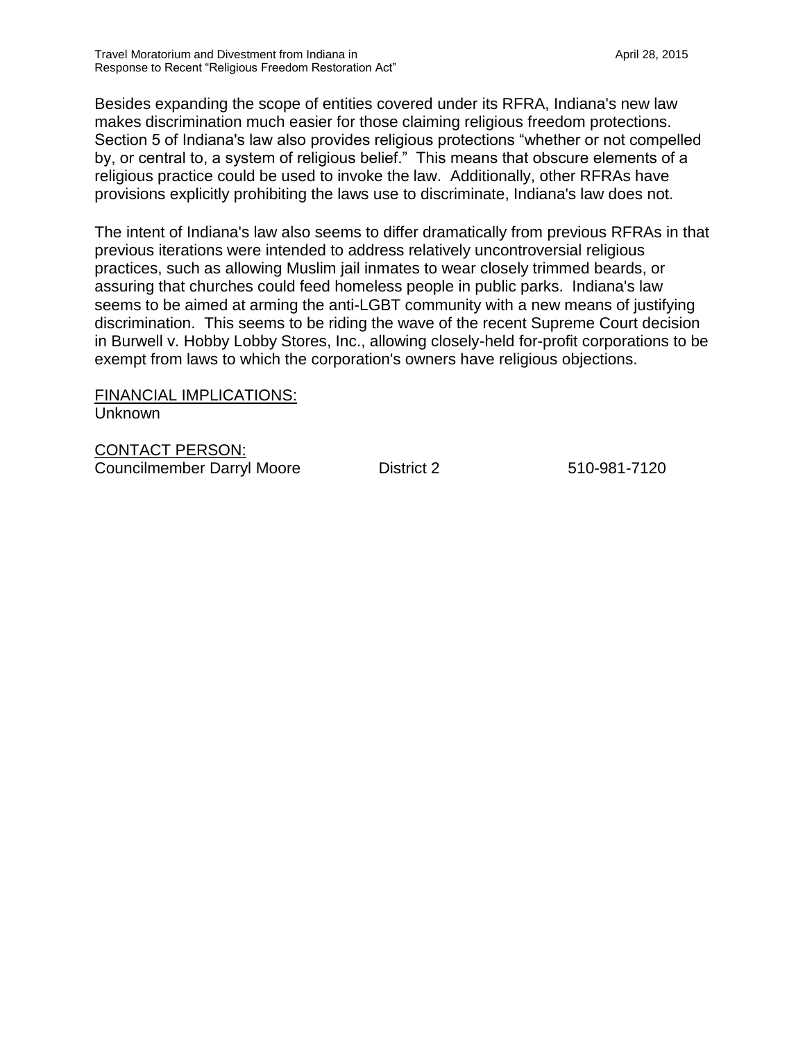Besides expanding the scope of entities covered under its RFRA, Indiana's new law makes discrimination much easier for those claiming religious freedom protections. Section 5 of Indiana's law also provides religious protections “whether or not compelled by, or central to, a system of religious belief.” This means that obscure elements of a religious practice could be used to invoke the law. Additionally, other RFRAs have provisions explicitly prohibiting the laws use to discriminate, Indiana's law does not.

The intent of Indiana's law also seems to differ dramatically from previous RFRAs in that previous iterations were intended to address relatively uncontroversial religious practices, such as allowing Muslim jail inmates to wear closely trimmed beards, or assuring that churches could feed homeless people in public parks. Indiana's law seems to be aimed at arming the anti-LGBT community with a new means of justifying discrimination. This seems to be riding the wave of the recent Supreme Court decision in Burwell v. Hobby Lobby Stores, Inc., allowing closely-held for-profit corporations to be exempt from laws to which the corporation's owners have religious objections.

FINANCIAL IMPLICATIONS:
Unknown

CONTACT PERSON:
Councilmember Darryl Moore District 2 510-981-7120